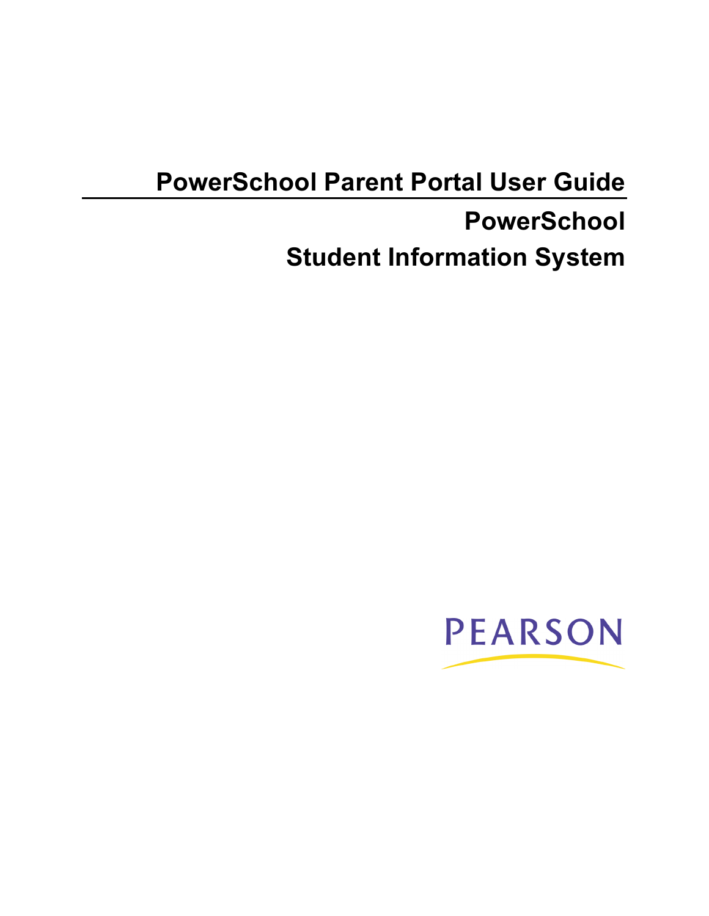# PowerSchool Parent Portal User Guide

## PowerSchool

## Student Information System

PEARSON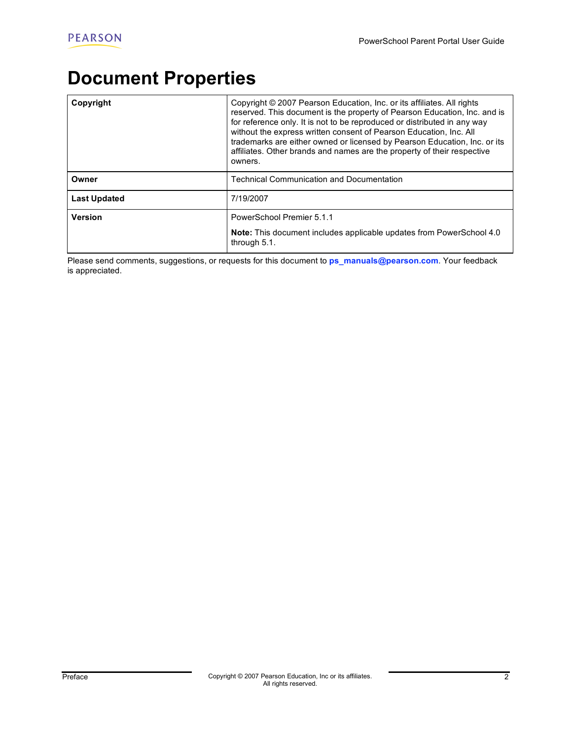# Document Properties

| | |
|---|---|
| **Copyright** | Copyright © 2007 Pearson Education, Inc. or its affiliates. All rights reserved. This document is the property of Pearson Education, Inc. and is for reference only. It is not to be reproduced or distributed in any way without the express written consent of Pearson Education, Inc. All trademarks are either owned or licensed by Pearson Education, Inc. or its affiliates. Other brands and names are the property of their respective owners. |
| **Owner** | Technical Communication and Documentation |
| **Last Updated** | 7/19/2007 |
| **Version** | PowerSchool Premier 5.1.1<br><br>**Note:** This document includes applicable updates from PowerSchool 4.0 through 5.1. |

Please send comments, suggestions, or requests for this document to **ps_manuals@pearson.com**. Your feedback is appreciated.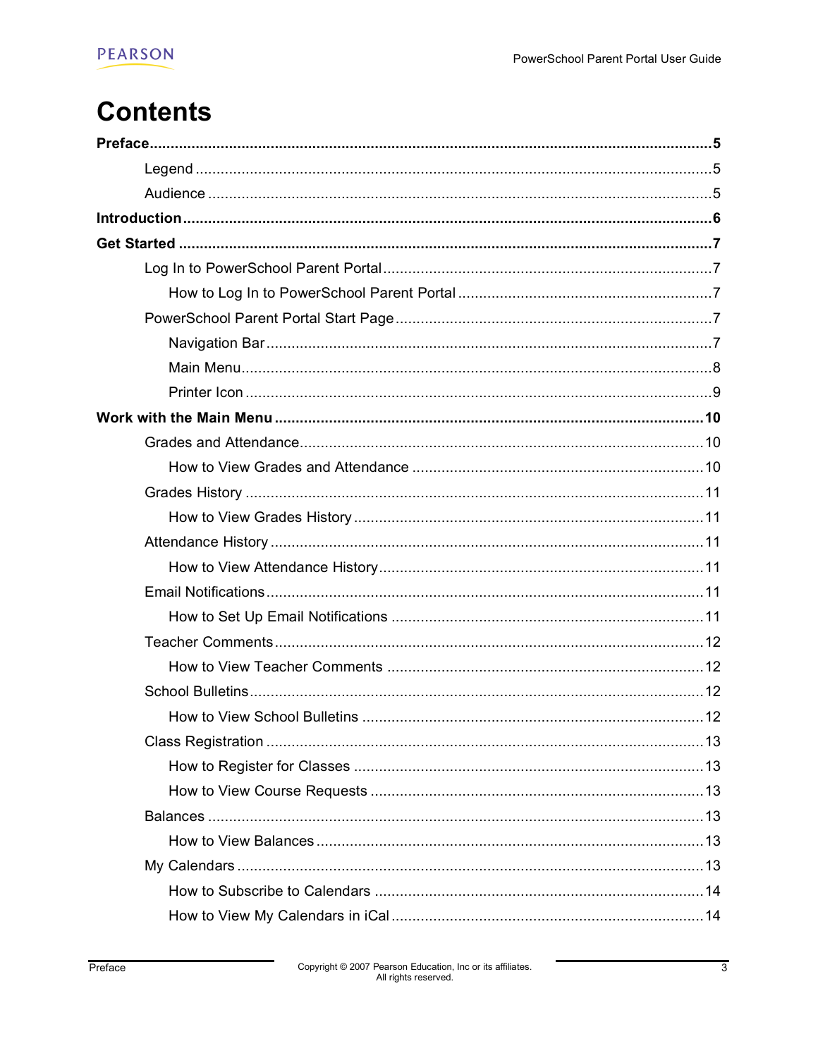# Contents

**Preface** ..... **5**

- Legend ..... 5
- Audience ..... 5

**Introduction** ..... **6**

**Get Started** ..... **7**

- Log In to PowerSchool Parent Portal ..... 7
  - How to Log In to PowerSchool Parent Portal ..... 7
- PowerSchool Parent Portal Start Page ..... 7
  - Navigation Bar ..... 7
  - Main Menu ..... 8
  - Printer Icon ..... 9

**Work with the Main Menu** ..... **10**

- Grades and Attendance ..... 10
  - How to View Grades and Attendance ..... 10
- Grades History ..... 11
  - How to View Grades History ..... 11
- Attendance History ..... 11
  - How to View Attendance History ..... 11
- Email Notifications ..... 11
  - How to Set Up Email Notifications ..... 11
- Teacher Comments ..... 12
  - How to View Teacher Comments ..... 12
- School Bulletins ..... 12
  - How to View School Bulletins ..... 12
- Class Registration ..... 13
  - How to Register for Classes ..... 13
  - How to View Course Requests ..... 13
- Balances ..... 13
  - How to View Balances ..... 13
- My Calendars ..... 13
  - How to Subscribe to Calendars ..... 14
  - How to View My Calendars in iCal ..... 14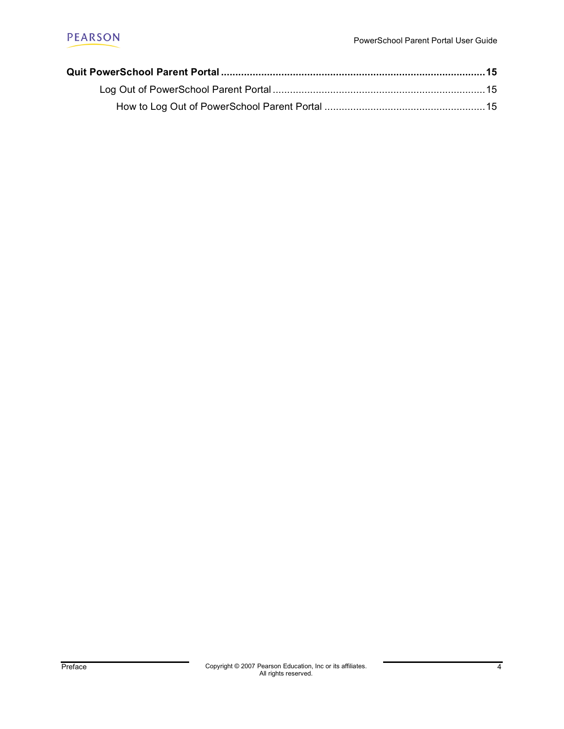**Quit PowerSchool Parent Portal ........................................................................................ 15**

Log Out of PowerSchool Parent Portal ......................................................................... 15

How to Log Out of PowerSchool Parent Portal ....................................................... 15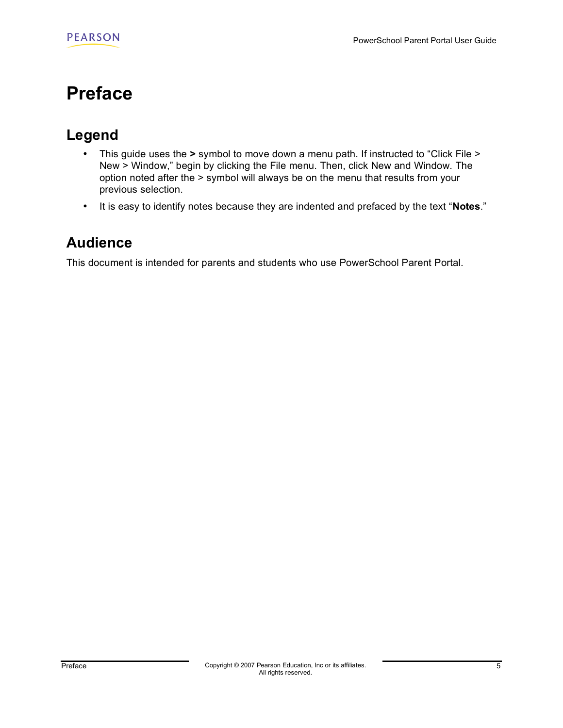# Preface

## Legend

- This guide uses the **>** symbol to move down a menu path. If instructed to "Click File > New > Window," begin by clicking the File menu. Then, click New and Window. The option noted after the > symbol will always be on the menu that results from your previous selection.
- It is easy to identify notes because they are indented and prefaced by the text "**Notes**."

## Audience

This document is intended for parents and students who use PowerSchool Parent Portal.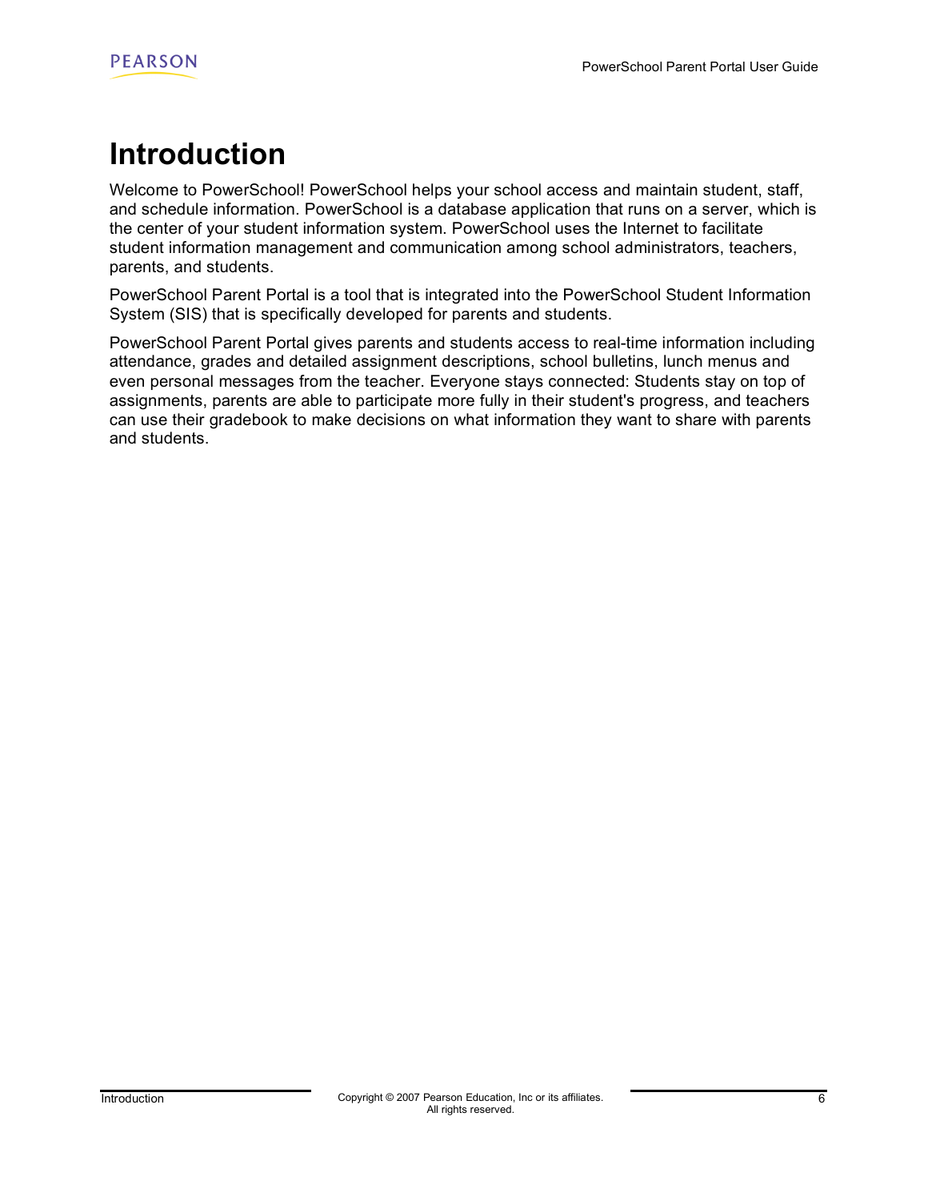# Introduction

Welcome to PowerSchool! PowerSchool helps your school access and maintain student, staff, and schedule information. PowerSchool is a database application that runs on a server, which is the center of your student information system. PowerSchool uses the Internet to facilitate student information management and communication among school administrators, teachers, parents, and students.

PowerSchool Parent Portal is a tool that is integrated into the PowerSchool Student Information System (SIS) that is specifically developed for parents and students.

PowerSchool Parent Portal gives parents and students access to real-time information including attendance, grades and detailed assignment descriptions, school bulletins, lunch menus and even personal messages from the teacher. Everyone stays connected: Students stay on top of assignments, parents are able to participate more fully in their student's progress, and teachers can use their gradebook to make decisions on what information they want to share with parents and students.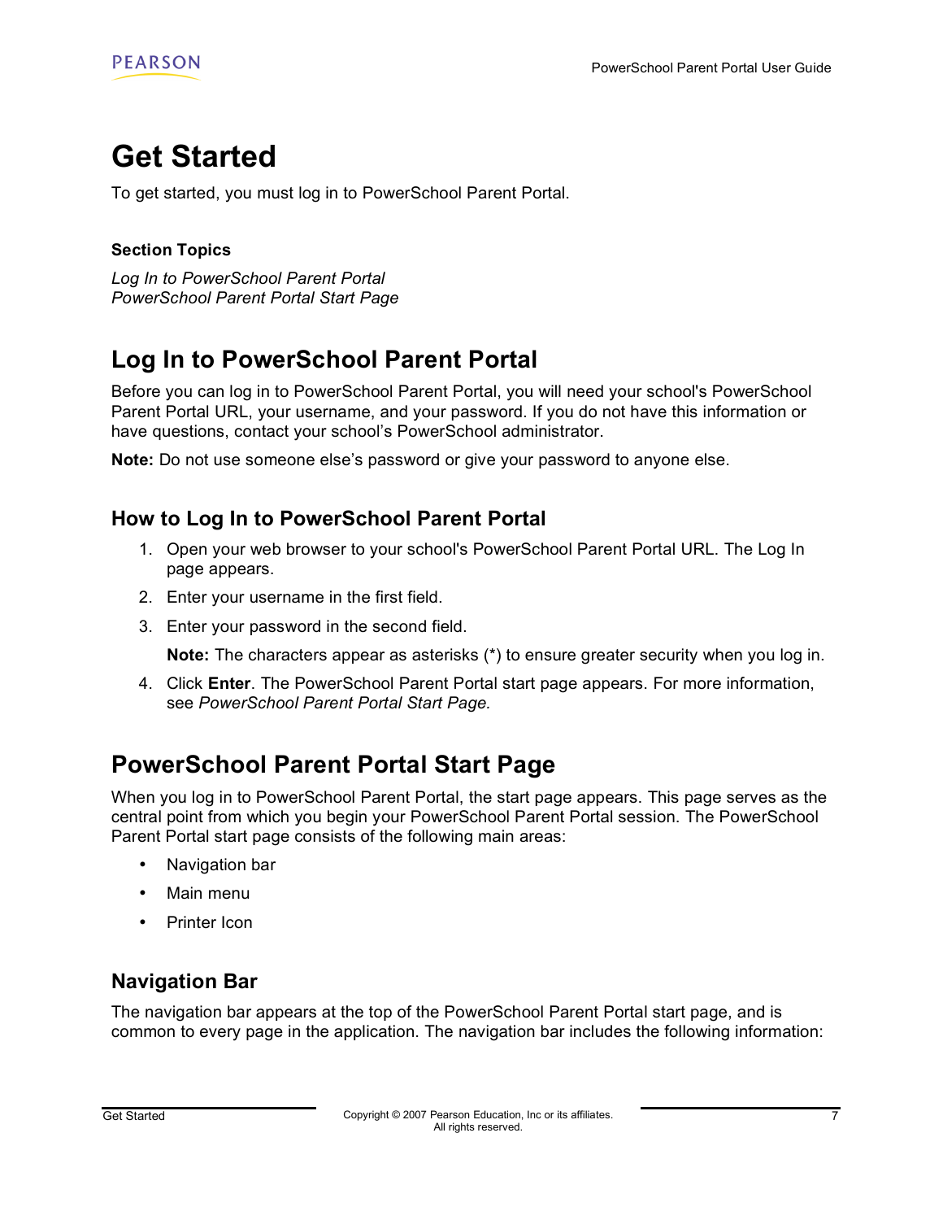# Get Started

To get started, you must log in to PowerSchool Parent Portal.

**Section Topics**

*Log In to PowerSchool Parent Portal*
*PowerSchool Parent Portal Start Page*

## Log In to PowerSchool Parent Portal

Before you can log in to PowerSchool Parent Portal, you will need your school's PowerSchool Parent Portal URL, your username, and your password. If you do not have this information or have questions, contact your school's PowerSchool administrator.

**Note:** Do not use someone else's password or give your password to anyone else.

### How to Log In to PowerSchool Parent Portal

1. Open your web browser to your school's PowerSchool Parent Portal URL. The Log In page appears.
2. Enter your username in the first field.
3. Enter your password in the second field.

   **Note:** The characters appear as asterisks (*) to ensure greater security when you log in.

4. Click **Enter**. The PowerSchool Parent Portal start page appears. For more information, see *PowerSchool Parent Portal Start Page.*

## PowerSchool Parent Portal Start Page

When you log in to PowerSchool Parent Portal, the start page appears. This page serves as the central point from which you begin your PowerSchool Parent Portal session. The PowerSchool Parent Portal start page consists of the following main areas:

- Navigation bar
- Main menu
- Printer Icon

### Navigation Bar

The navigation bar appears at the top of the PowerSchool Parent Portal start page, and is common to every page in the application. The navigation bar includes the following information: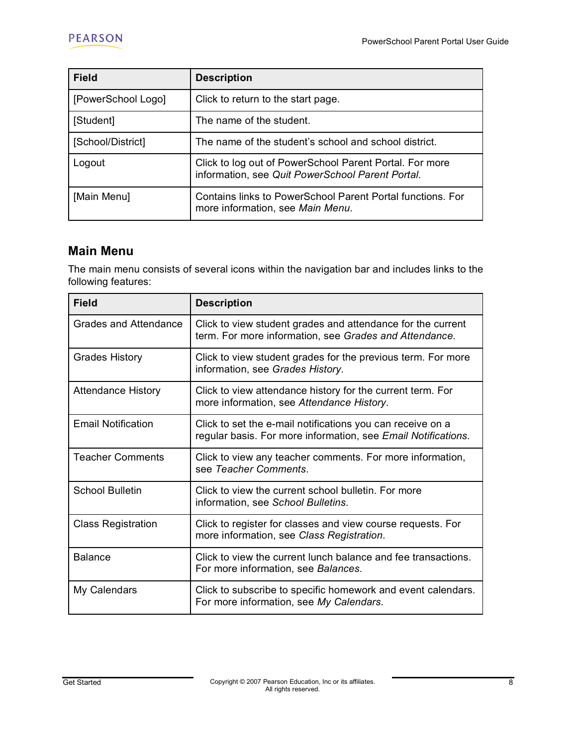| Field | Description |
|---|---|
| [PowerSchool Logo] | Click to return to the start page. |
| [Student] | The name of the student. |
| [School/District] | The name of the student's school and school district. |
| Logout | Click to log out of PowerSchool Parent Portal. For more information, see *Quit PowerSchool Parent Portal*. |
| [Main Menu] | Contains links to PowerSchool Parent Portal functions. For more information, see *Main Menu*. |

## Main Menu

The main menu consists of several icons within the navigation bar and includes links to the following features:

| Field | Description |
|---|---|
| Grades and Attendance | Click to view student grades and attendance for the current term. For more information, see *Grades and Attendance*. |
| Grades History | Click to view student grades for the previous term. For more information, see *Grades History*. |
| Attendance History | Click to view attendance history for the current term. For more information, see *Attendance History*. |
| Email Notification | Click to set the e-mail notifications you can receive on a regular basis. For more information, see *Email Notifications*. |
| Teacher Comments | Click to view any teacher comments. For more information, see *Teacher Comments*. |
| School Bulletin | Click to view the current school bulletin. For more information, see *School Bulletins*. |
| Class Registration | Click to register for classes and view course requests. For more information, see *Class Registration*. |
| Balance | Click to view the current lunch balance and fee transactions. For more information, see *Balances*. |
| My Calendars | Click to subscribe to specific homework and event calendars. For more information, see *My Calendars*. |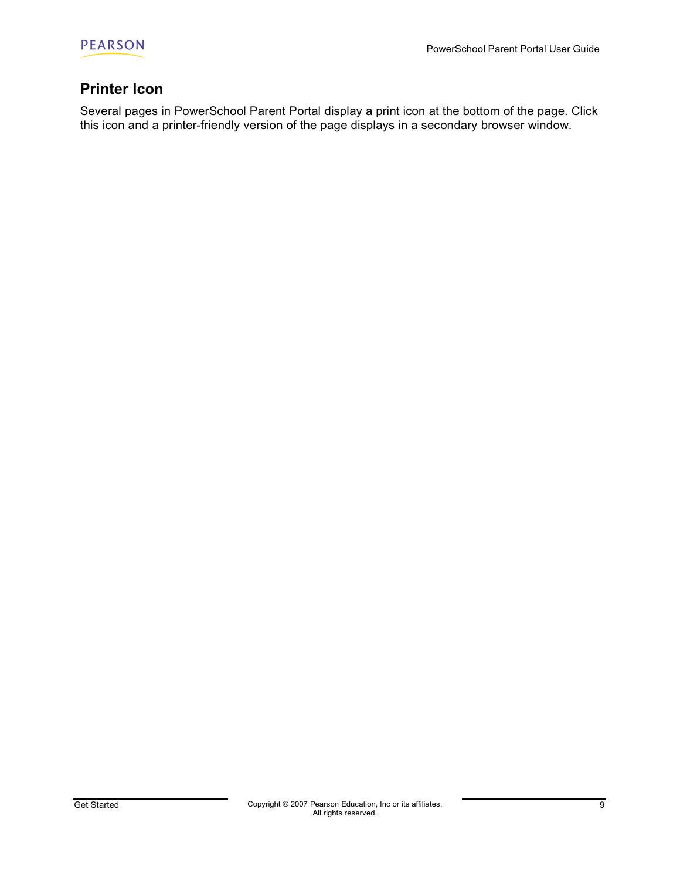## Printer Icon

Several pages in PowerSchool Parent Portal display a print icon at the bottom of the page. Click this icon and a printer-friendly version of the page displays in a secondary browser window.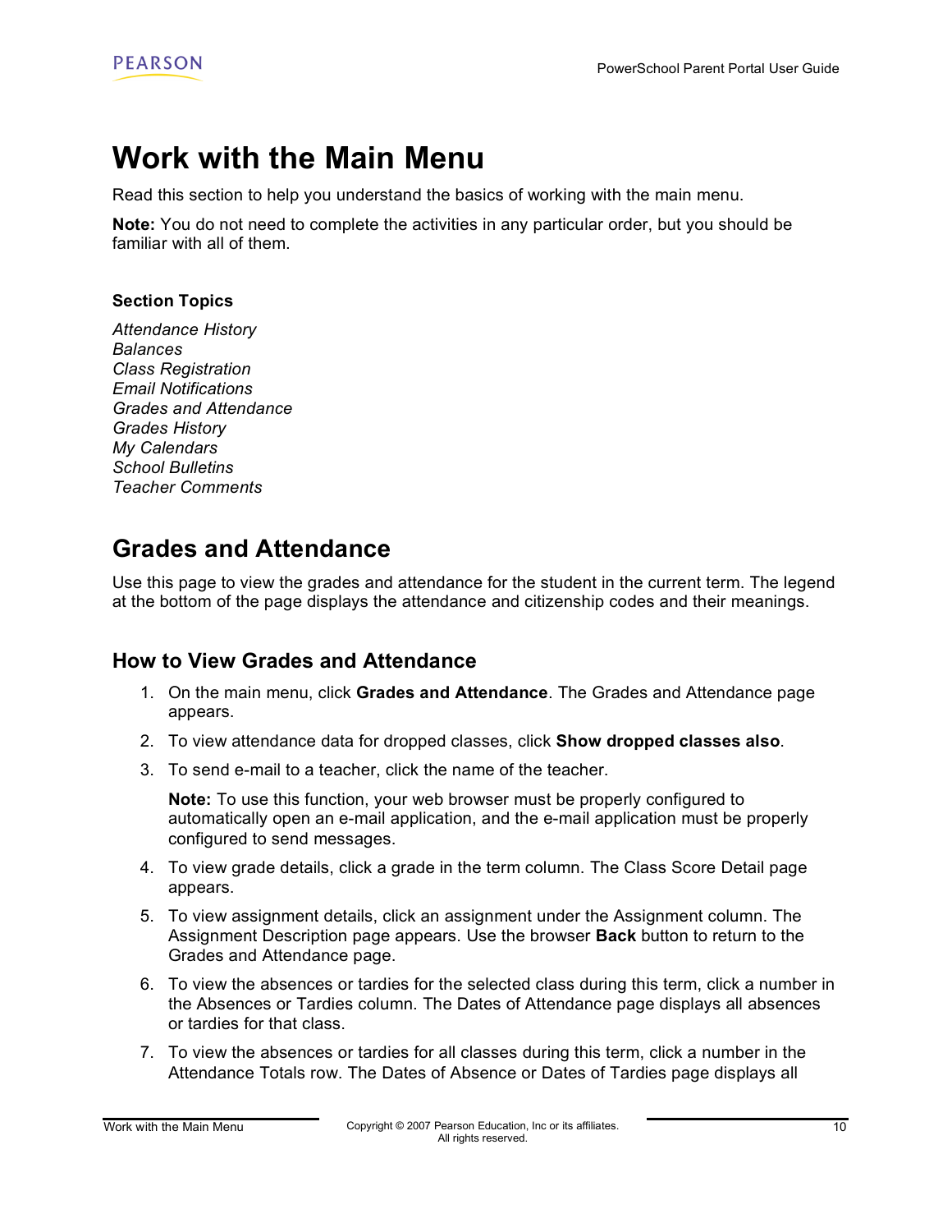# Work with the Main Menu

Read this section to help you understand the basics of working with the main menu.

**Note:** You do not need to complete the activities in any particular order, but you should be familiar with all of them.

**Section Topics**

*Attendance History*
*Balances*
*Class Registration*
*Email Notifications*
*Grades and Attendance*
*Grades History*
*My Calendars*
*School Bulletins*
*Teacher Comments*

## Grades and Attendance

Use this page to view the grades and attendance for the student in the current term. The legend at the bottom of the page displays the attendance and citizenship codes and their meanings.

### How to View Grades and Attendance

1. On the main menu, click **Grades and Attendance**. The Grades and Attendance page appears.
2. To view attendance data for dropped classes, click **Show dropped classes also**.
3. To send e-mail to a teacher, click the name of the teacher.

   **Note:** To use this function, your web browser must be properly configured to automatically open an e-mail application, and the e-mail application must be properly configured to send messages.

4. To view grade details, click a grade in the term column. The Class Score Detail page appears.
5. To view assignment details, click an assignment under the Assignment column. The Assignment Description page appears. Use the browser **Back** button to return to the Grades and Attendance page.
6. To view the absences or tardies for the selected class during this term, click a number in the Absences or Tardies column. The Dates of Attendance page displays all absences or tardies for that class.
7. To view the absences or tardies for all classes during this term, click a number in the Attendance Totals row. The Dates of Absence or Dates of Tardies page displays all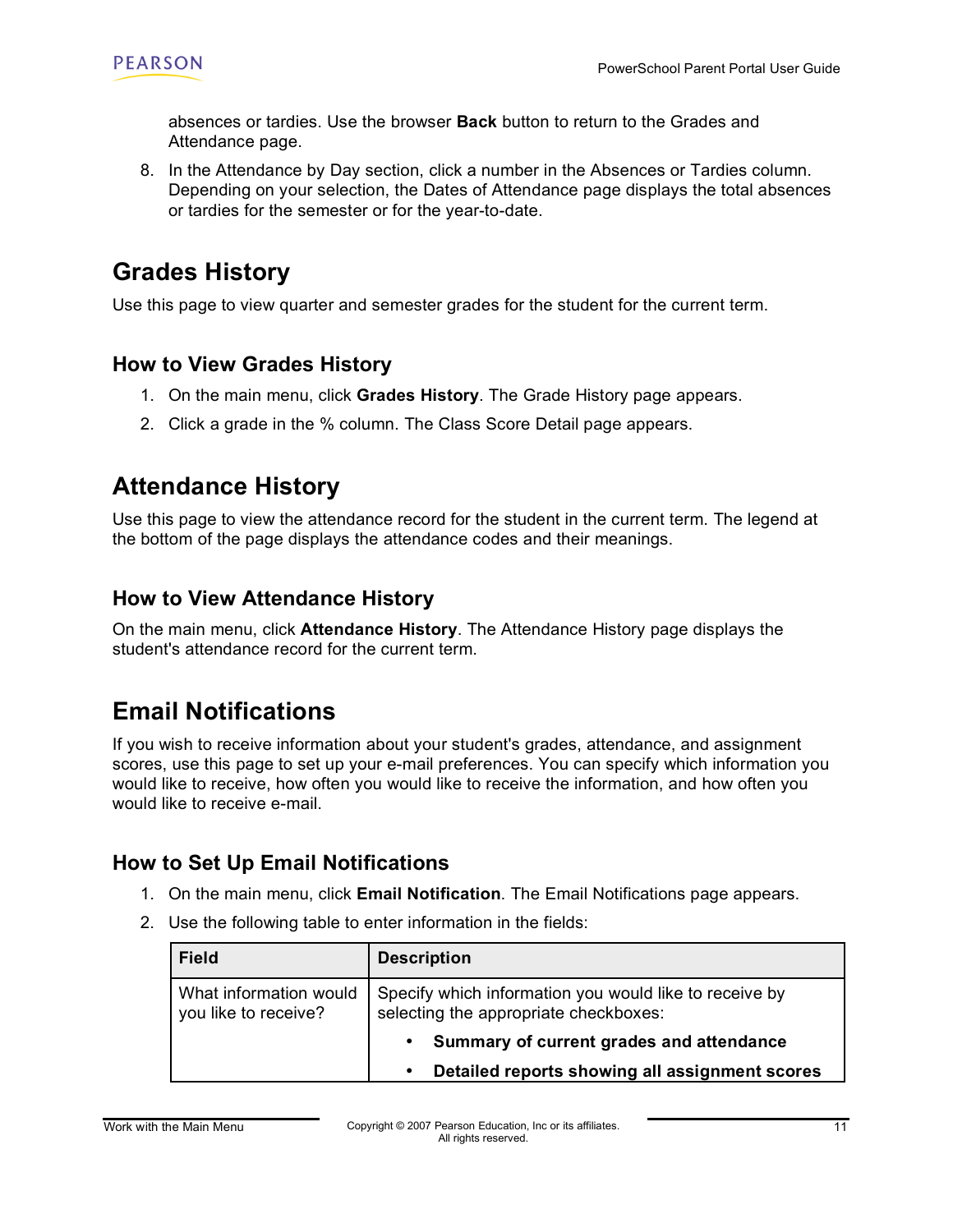absences or tardies. Use the browser **Back** button to return to the Grades and Attendance page.

8. In the Attendance by Day section, click a number in the Absences or Tardies column. Depending on your selection, the Dates of Attendance page displays the total absences or tardies for the semester or for the year-to-date.

## Grades History

Use this page to view quarter and semester grades for the student for the current term.

### How to View Grades History

1. On the main menu, click **Grades History**. The Grade History page appears.
2. Click a grade in the % column. The Class Score Detail page appears.

## Attendance History

Use this page to view the attendance record for the student in the current term. The legend at the bottom of the page displays the attendance codes and their meanings.

### How to View Attendance History

On the main menu, click **Attendance History**. The Attendance History page displays the student's attendance record for the current term.

## Email Notifications

If you wish to receive information about your student's grades, attendance, and assignment scores, use this page to set up your e-mail preferences. You can specify which information you would like to receive, how often you would like to receive the information, and how often you would like to receive e-mail.

### How to Set Up Email Notifications

1. On the main menu, click **Email Notification**. The Email Notifications page appears.
2. Use the following table to enter information in the fields:

| Field | Description |
|---|---|
| What information would you like to receive? | Specify which information you would like to receive by selecting the appropriate checkboxes:<br>• **Summary of current grades and attendance**<br>• **Detailed reports showing all assignment scores** |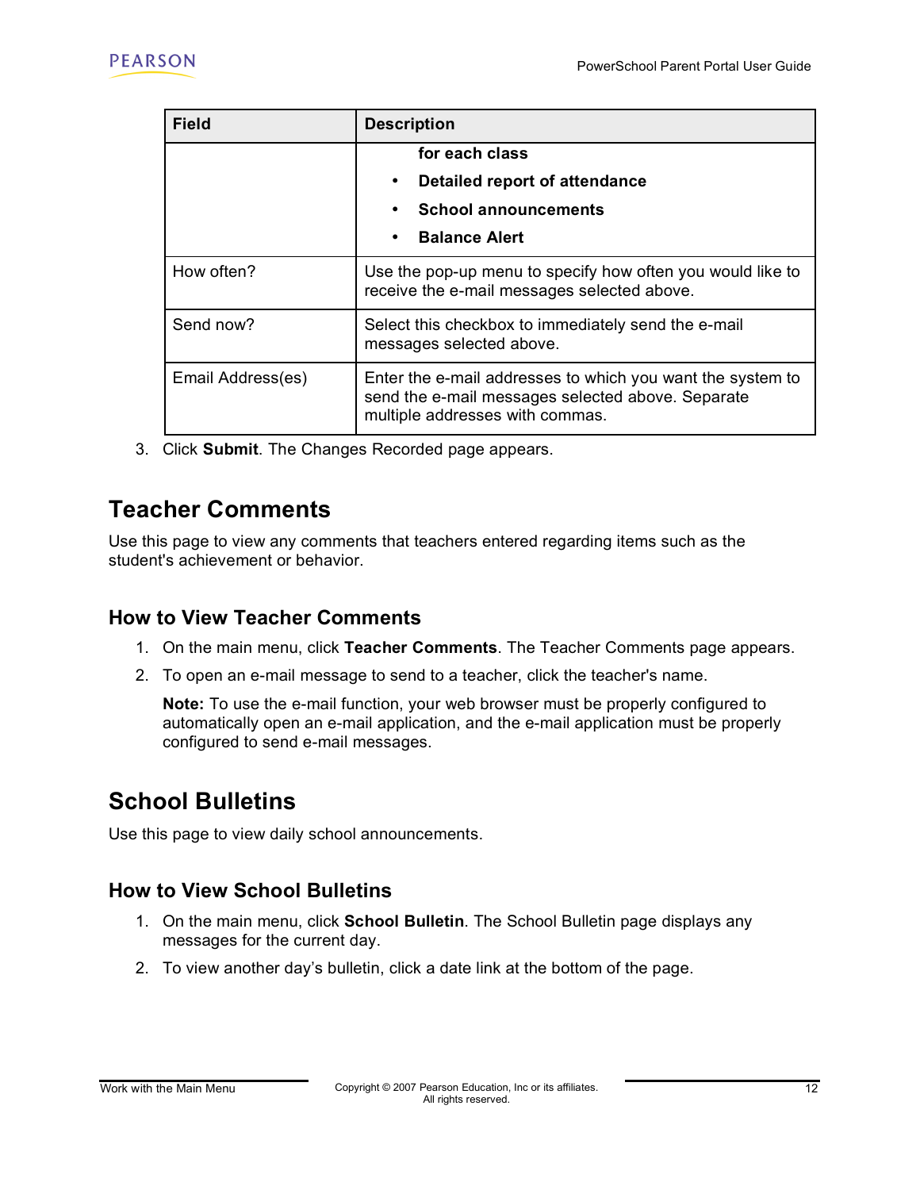| Field | Description |
|---|---|
| | **for each class**<br>• **Detailed report of attendance**<br>• **School announcements**<br>• **Balance Alert** |
| How often? | Use the pop-up menu to specify how often you would like to receive the e-mail messages selected above. |
| Send now? | Select this checkbox to immediately send the e-mail messages selected above. |
| Email Address(es) | Enter the e-mail addresses to which you want the system to send the e-mail messages selected above. Separate multiple addresses with commas. |

3. Click **Submit**. The Changes Recorded page appears.

## Teacher Comments

Use this page to view any comments that teachers entered regarding items such as the student's achievement or behavior.

### How to View Teacher Comments

1. On the main menu, click **Teacher Comments**. The Teacher Comments page appears.
2. To open an e-mail message to send to a teacher, click the teacher's name.

   **Note:** To use the e-mail function, your web browser must be properly configured to automatically open an e-mail application, and the e-mail application must be properly configured to send e-mail messages.

## School Bulletins

Use this page to view daily school announcements.

### How to View School Bulletins

1. On the main menu, click **School Bulletin**. The School Bulletin page displays any messages for the current day.
2. To view another day's bulletin, click a date link at the bottom of the page.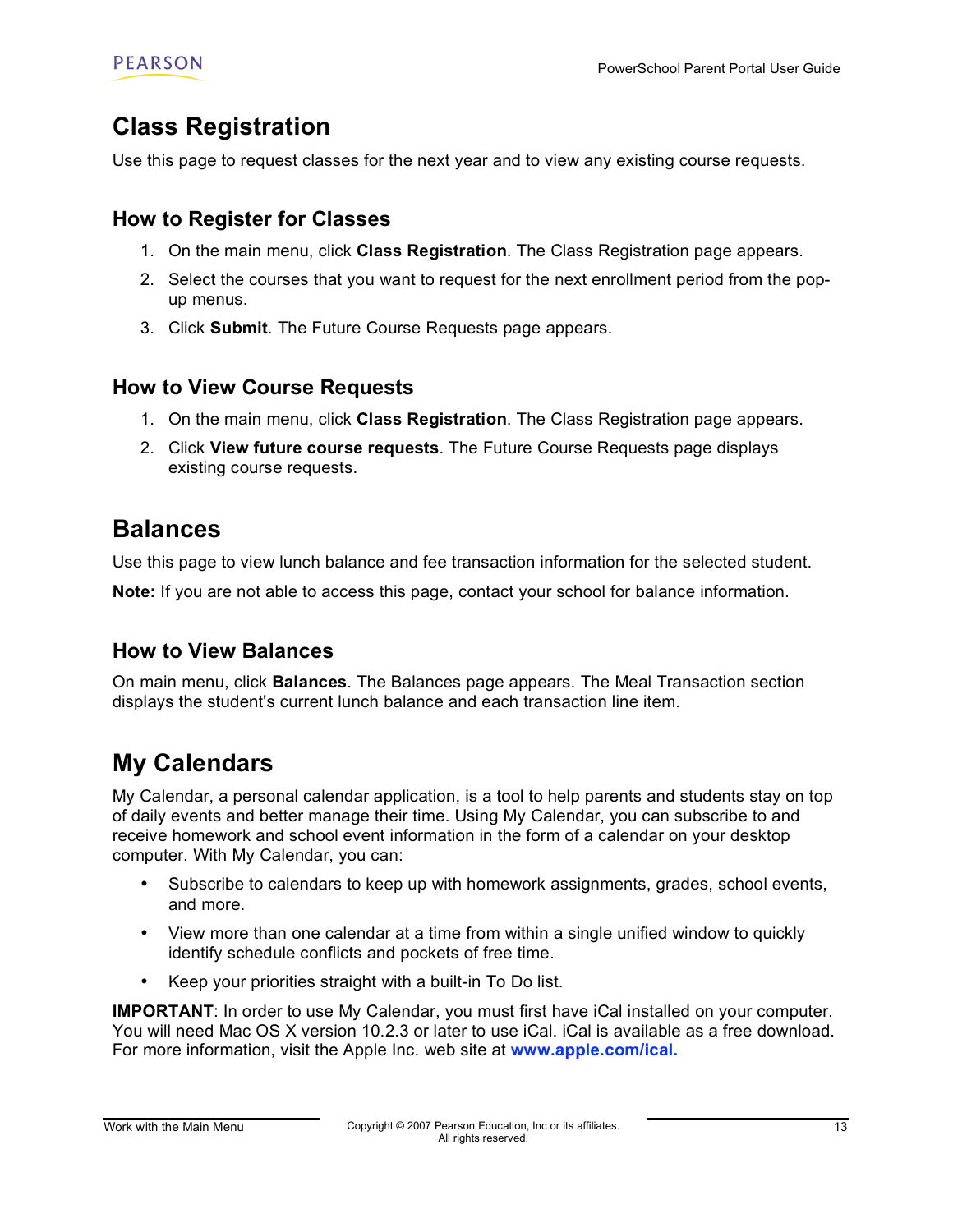# Class Registration

Use this page to request classes for the next year and to view any existing course requests.

## How to Register for Classes

1. On the main menu, click **Class Registration**. The Class Registration page appears.
2. Select the courses that you want to request for the next enrollment period from the pop-up menus.
3. Click **Submit**. The Future Course Requests page appears.

## How to View Course Requests

1. On the main menu, click **Class Registration**. The Class Registration page appears.
2. Click **View future course requests**. The Future Course Requests page displays existing course requests.

# Balances

Use this page to view lunch balance and fee transaction information for the selected student.

**Note:** If you are not able to access this page, contact your school for balance information.

## How to View Balances

On main menu, click **Balances**. The Balances page appears. The Meal Transaction section displays the student's current lunch balance and each transaction line item.

# My Calendars

My Calendar, a personal calendar application, is a tool to help parents and students stay on top of daily events and better manage their time. Using My Calendar, you can subscribe to and receive homework and school event information in the form of a calendar on your desktop computer. With My Calendar, you can:

- Subscribe to calendars to keep up with homework assignments, grades, school events, and more.
- View more than one calendar at a time from within a single unified window to quickly identify schedule conflicts and pockets of free time.
- Keep your priorities straight with a built-in To Do list.

**IMPORTANT**: In order to use My Calendar, you must first have iCal installed on your computer. You will need Mac OS X version 10.2.3 or later to use iCal. iCal is available as a free download. For more information, visit the Apple Inc. web site at **www.apple.com/ical.**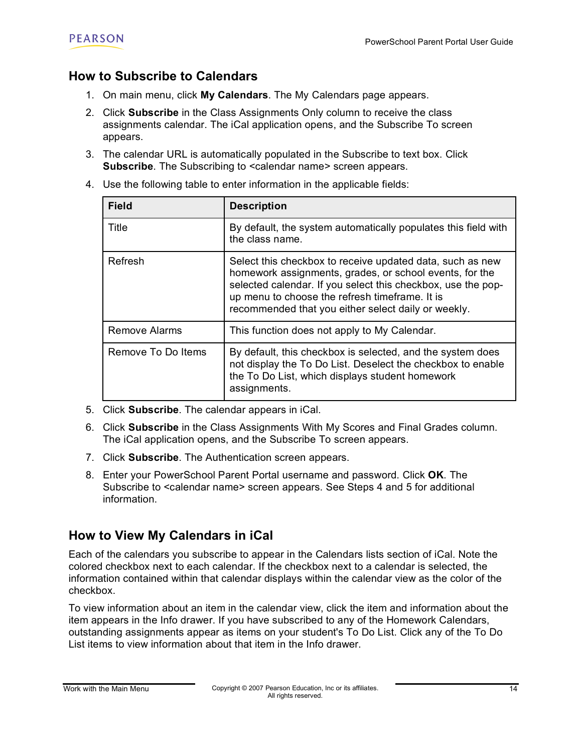## How to Subscribe to Calendars

1. On main menu, click **My Calendars**. The My Calendars page appears.
2. Click **Subscribe** in the Class Assignments Only column to receive the class assignments calendar. The iCal application opens, and the Subscribe To screen appears.
3. The calendar URL is automatically populated in the Subscribe to text box. Click **Subscribe**. The Subscribing to <calendar name> screen appears.
4. Use the following table to enter information in the applicable fields:

| Field | Description |
| --- | --- |
| Title | By default, the system automatically populates this field with the class name. |
| Refresh | Select this checkbox to receive updated data, such as new homework assignments, grades, or school events, for the selected calendar. If you select this checkbox, use the pop-up menu to choose the refresh timeframe. It is recommended that you either select daily or weekly. |
| Remove Alarms | This function does not apply to My Calendar. |
| Remove To Do Items | By default, this checkbox is selected, and the system does not display the To Do List. Deselect the checkbox to enable the To Do List, which displays student homework assignments. |

5. Click **Subscribe**. The calendar appears in iCal.
6. Click **Subscribe** in the Class Assignments With My Scores and Final Grades column. The iCal application opens, and the Subscribe To screen appears.
7. Click **Subscribe**. The Authentication screen appears.
8. Enter your PowerSchool Parent Portal username and password. Click **OK**. The Subscribe to <calendar name> screen appears. See Steps 4 and 5 for additional information.

## How to View My Calendars in iCal

Each of the calendars you subscribe to appear in the Calendars lists section of iCal. Note the colored checkbox next to each calendar. If the checkbox next to a calendar is selected, the information contained within that calendar displays within the calendar view as the color of the checkbox.

To view information about an item in the calendar view, click the item and information about the item appears in the Info drawer. If you have subscribed to any of the Homework Calendars, outstanding assignments appear as items on your student's To Do List. Click any of the To Do List items to view information about that item in the Info drawer.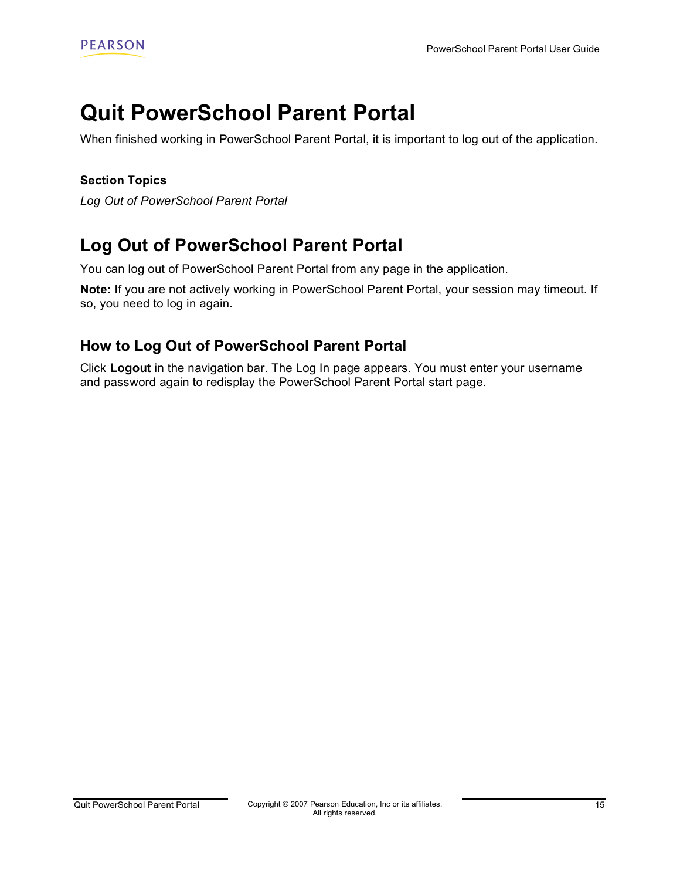# Quit PowerSchool Parent Portal

When finished working in PowerSchool Parent Portal, it is important to log out of the application.

**Section Topics**

*Log Out of PowerSchool Parent Portal*

## Log Out of PowerSchool Parent Portal

You can log out of PowerSchool Parent Portal from any page in the application.

**Note:** If you are not actively working in PowerSchool Parent Portal, your session may timeout. If so, you need to log in again.

### How to Log Out of PowerSchool Parent Portal

Click **Logout** in the navigation bar. The Log In page appears. You must enter your username and password again to redisplay the PowerSchool Parent Portal start page.